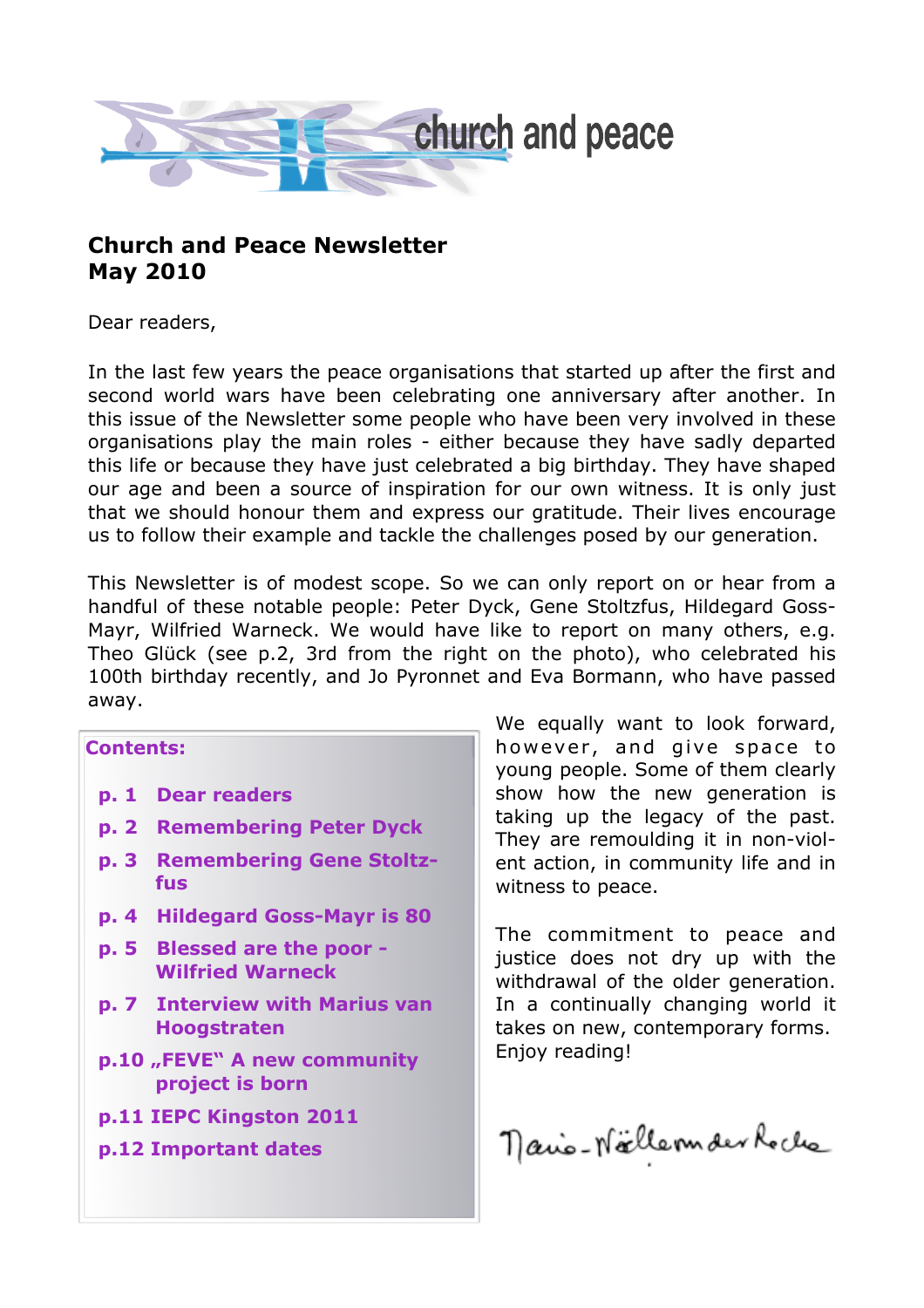church and peace

# Church and Peace Newsletter
# May 2010

Dear readers,

In the last few years the peace organisations that started up after the first and second world wars have been celebrating one anniversary after another. In this issue of the Newsletter some people who have been very involved in these organisations play the main roles - either because they have sadly departed this life or because they have just celebrated a big birthday. They have shaped our age and been a source of inspiration for our own witness. It is only just that we should honour them and express our gratitude. Their lives encourage us to follow their example and tackle the challenges posed by our generation.

This Newsletter is of modest scope. So we can only report on or hear from a handful of these notable people: Peter Dyck, Gene Stoltzfus, Hildegard Goss-Mayr, Wilfried Warneck. We would have like to report on many others, e.g. Theo Glück (see p.2, 3rd from the right on the photo), who celebrated his 100th birthday recently, and Jo Pyronnet and Eva Bormann, who have passed away.

We equally want to look forward, however, and give space to young people. Some of them clearly show how the new generation is taking up the legacy of the past. They are remoulding it in non-violent action, in community life and in witness to peace.

The commitment to peace and justice does not dry up with the withdrawal of the older generation. In a continually changing world it takes on new, contemporary forms. Enjoy reading!

Marie-Noëlle von der Recke

**Contents:**

- **p. 1 Dear readers**
- **p. 2 Remembering Peter Dyck**
- **p. 3 Remembering Gene Stoltzfus**
- **p. 4 Hildegard Goss-Mayr is 80**
- **p. 5 Blessed are the poor - Wilfried Warneck**
- **p. 7 Interview with Marius van Hoogstraten**
- **p.10 „FEVE“ A new community project is born**
- **p.11 IEPC Kingston 2011**
- **p.12 Important dates**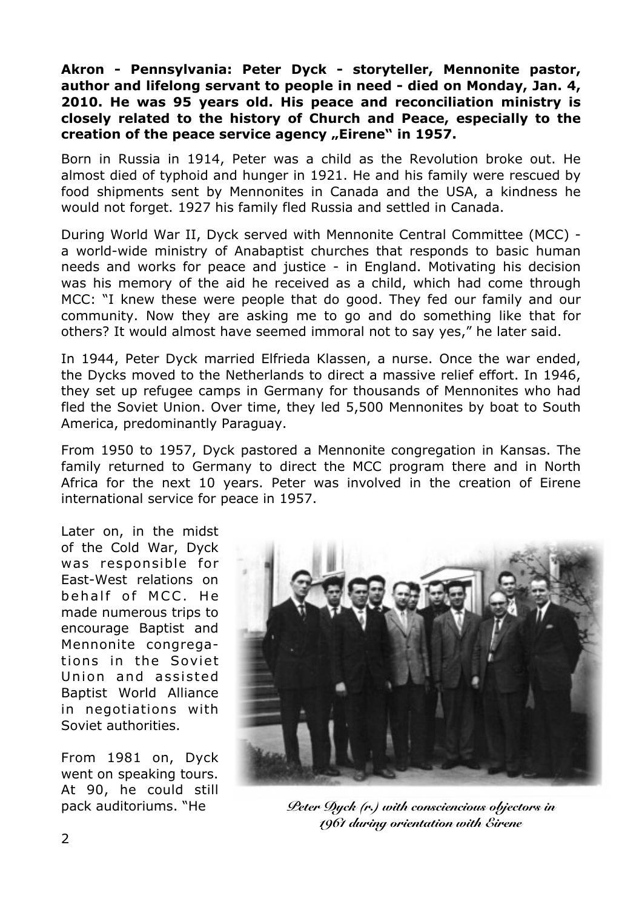**Akron - Pennsylvania: Peter Dyck - storyteller, Mennonite pastor, author and lifelong servant to people in need - died on Monday, Jan. 4, 2010. He was 95 years old. His peace and reconciliation ministry is closely related to the history of Church and Peace, especially to the creation of the peace service agency „Eirene" in 1957.**

Born in Russia in 1914, Peter was a child as the Revolution broke out. He almost died of typhoid and hunger in 1921. He and his family were rescued by food shipments sent by Mennonites in Canada and the USA, a kindness he would not forget. 1927 his family fled Russia and settled in Canada.

During World War II, Dyck served with Mennonite Central Committee (MCC) - a world-wide ministry of Anabaptist churches that responds to basic human needs and works for peace and justice - in England. Motivating his decision was his memory of the aid he received as a child, which had come through MCC: "I knew these were people that do good. They fed our family and our community. Now they are asking me to go and do something like that for others? It would almost have seemed immoral not to say yes," he later said.

In 1944, Peter Dyck married Elfrieda Klassen, a nurse. Once the war ended, the Dycks moved to the Netherlands to direct a massive relief effort. In 1946, they set up refugee camps in Germany for thousands of Mennonites who had fled the Soviet Union. Over time, they led 5,500 Mennonites by boat to South America, predominantly Paraguay.

From 1950 to 1957, Dyck pastored a Mennonite congregation in Kansas. The family returned to Germany to direct the MCC program there and in North Africa for the next 10 years. Peter was involved in the creation of Eirene international service for peace in 1957.

Later on, in the midst of the Cold War, Dyck was responsible for East-West relations on behalf of MCC. He made numerous trips to encourage Baptist and Mennonite congregations in the Soviet Union and assisted Baptist World Alliance in negotiations with Soviet authorities.

From 1981 on, Dyck went on speaking tours. At 90, he could still pack auditoriums. "He

*Peter Dyck (r.) with consciencious objectors in 1961 during orientation with Eirene*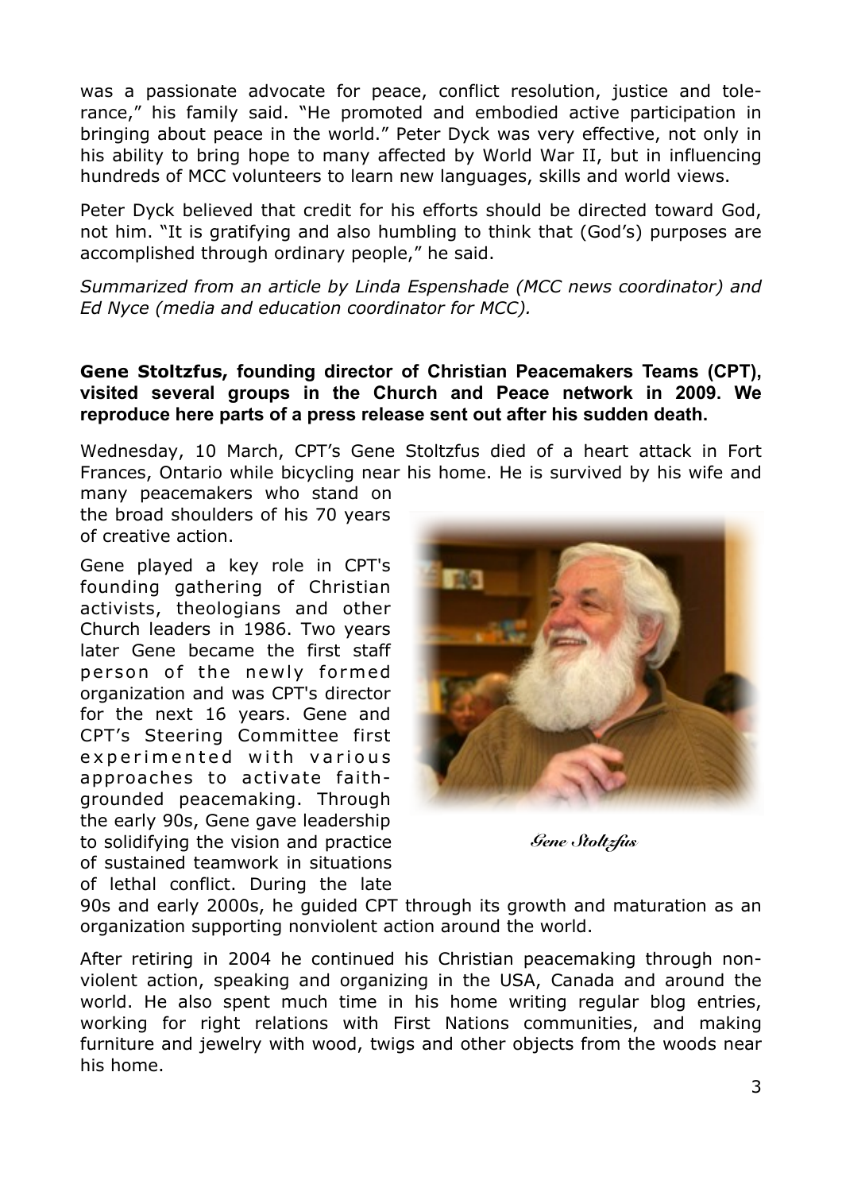was a passionate advocate for peace, conflict resolution, justice and tolerance," his family said. "He promoted and embodied active participation in bringing about peace in the world." Peter Dyck was very effective, not only in his ability to bring hope to many affected by World War II, but in influencing hundreds of MCC volunteers to learn new languages, skills and world views.

Peter Dyck believed that credit for his efforts should be directed toward God, not him. "It is gratifying and also humbling to think that (God's) purposes are accomplished through ordinary people," he said.

*Summarized from an article by Linda Espenshade (MCC news coordinator) and Ed Nyce (media and education coordinator for MCC).*

**Gene Stoltzfus, founding director of Christian Peacemakers Teams (CPT), visited several groups in the Church and Peace network in 2009. We reproduce here parts of a press release sent out after his sudden death.**

Wednesday, 10 March, CPT's Gene Stoltzfus died of a heart attack in Fort Frances, Ontario while bicycling near his home. He is survived by his wife and many peacemakers who stand on the broad shoulders of his 70 years of creative action.

Gene played a key role in CPT's founding gathering of Christian activists, theologians and other Church leaders in 1986. Two years later Gene became the first staff person of the newly formed organization and was CPT's director for the next 16 years. Gene and CPT's Steering Committee first experimented with various approaches to activate faith-grounded peacemaking. Through the early 90s, Gene gave leadership to solidifying the vision and practice of sustained teamwork in situations of lethal conflict. During the late 90s and early 2000s, he guided CPT through its growth and maturation as an organization supporting nonviolent action around the world.

*Gene Stoltzfus*

After retiring in 2004 he continued his Christian peacemaking through non-violent action, speaking and organizing in the USA, Canada and around the world. He also spent much time in his home writing regular blog entries, working for right relations with First Nations communities, and making furniture and jewelry with wood, twigs and other objects from the woods near his home.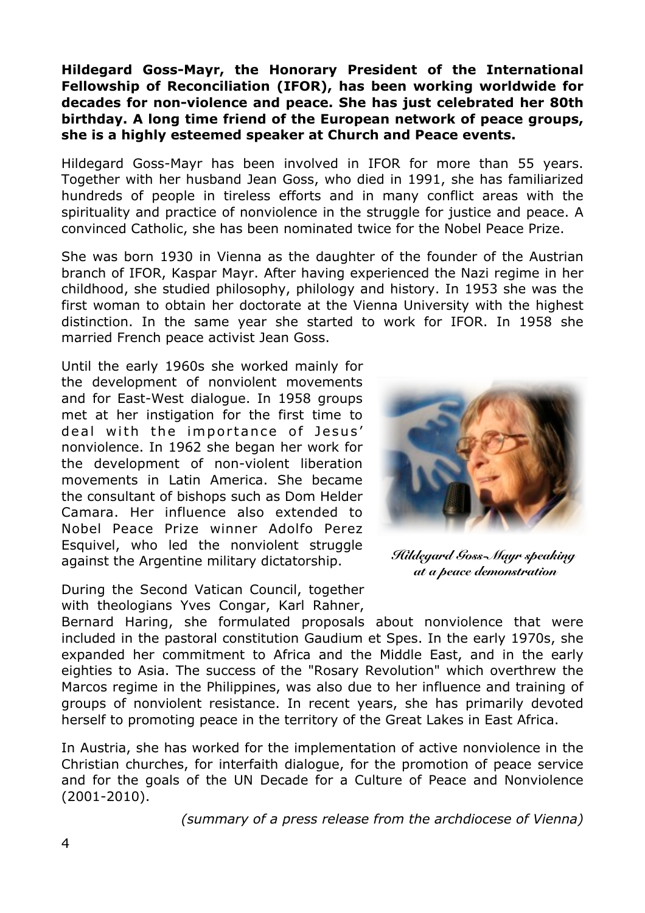**Hildegard Goss-Mayr, the Honorary President of the International Fellowship of Reconciliation (IFOR), has been working worldwide for decades for non-violence and peace. She has just celebrated her 80th birthday. A long time friend of the European network of peace groups, she is a highly esteemed speaker at Church and Peace events.**

Hildegard Goss-Mayr has been involved in IFOR for more than 55 years. Together with her husband Jean Goss, who died in 1991, she has familiarized hundreds of people in tireless efforts and in many conflict areas with the spirituality and practice of nonviolence in the struggle for justice and peace. A convinced Catholic, she has been nominated twice for the Nobel Peace Prize.

She was born 1930 in Vienna as the daughter of the founder of the Austrian branch of IFOR, Kaspar Mayr. After having experienced the Nazi regime in her childhood, she studied philosophy, philology and history. In 1953 she was the first woman to obtain her doctorate at the Vienna University with the highest distinction. In the same year she started to work for IFOR. In 1958 she married French peace activist Jean Goss.

Until the early 1960s she worked mainly for the development of nonviolent movements and for East-West dialogue. In 1958 groups met at her instigation for the first time to deal with the importance of Jesus' nonviolence. In 1962 she began her work for the development of non-violent liberation movements in Latin America. She became the consultant of bishops such as Dom Helder Camara. Her influence also extended to Nobel Peace Prize winner Adolfo Perez Esquivel, who led the nonviolent struggle against the Argentine military dictatorship.

*Hildegard Goss-Mayr speaking at a peace demonstration*

During the Second Vatican Council, together with theologians Yves Congar, Karl Rahner, Bernard Haring, she formulated proposals about nonviolence that were included in the pastoral constitution Gaudium et Spes. In the early 1970s, she expanded her commitment to Africa and the Middle East, and in the early eighties to Asia. The success of the "Rosary Revolution" which overthrew the Marcos regime in the Philippines, was also due to her influence and training of groups of nonviolent resistance. In recent years, she has primarily devoted herself to promoting peace in the territory of the Great Lakes in East Africa.

In Austria, she has worked for the implementation of active nonviolence in the Christian churches, for interfaith dialogue, for the promotion of peace service and for the goals of the UN Decade for a Culture of Peace and Nonviolence (2001-2010).

*(summary of a press release from the archdiocese of Vienna)*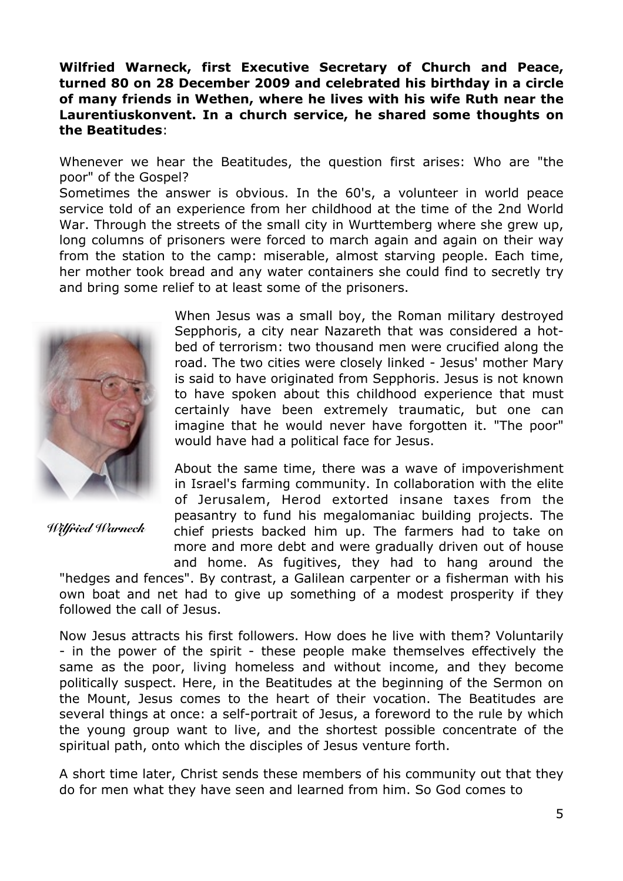**Wilfried Warneck, first Executive Secretary of Church and Peace, turned 80 on 28 December 2009 and celebrated his birthday in a circle of many friends in Wethen, where he lives with his wife Ruth near the Laurentiuskonvent. In a church service, he shared some thoughts on the Beatitudes**:

Whenever we hear the Beatitudes, the question first arises: Who are "the poor" of the Gospel?

Sometimes the answer is obvious. In the 60's, a volunteer in world peace service told of an experience from her childhood at the time of the 2nd World War. Through the streets of the small city in Wurttemberg where she grew up, long columns of prisoners were forced to march again and again on their way from the station to the camp: miserable, almost starving people. Each time, her mother took bread and any water containers she could find to secretly try and bring some relief to at least some of the prisoners.

*Wilfried Warneck*

When Jesus was a small boy, the Roman military destroyed Sepphoris, a city near Nazareth that was considered a hot-bed of terrorism: two thousand men were crucified along the road. The two cities were closely linked - Jesus' mother Mary is said to have originated from Sepphoris. Jesus is not known to have spoken about this childhood experience that must certainly have been extremely traumatic, but one can imagine that he would never have forgotten it. "The poor" would have had a political face for Jesus.

About the same time, there was a wave of impoverishment in Israel's farming community. In collaboration with the elite of Jerusalem, Herod extorted insane taxes from the peasantry to fund his megalomaniac building projects. The chief priests backed him up. The farmers had to take on more and more debt and were gradually driven out of house and home. As fugitives, they had to hang around the "hedges and fences". By contrast, a Galilean carpenter or a fisherman with his own boat and net had to give up something of a modest prosperity if they followed the call of Jesus.

Now Jesus attracts his first followers. How does he live with them? Voluntarily - in the power of the spirit - these people make themselves effectively the same as the poor, living homeless and without income, and they become politically suspect. Here, in the Beatitudes at the beginning of the Sermon on the Mount, Jesus comes to the heart of their vocation. The Beatitudes are several things at once: a self-portrait of Jesus, a foreword to the rule by which the young group want to live, and the shortest possible concentrate of the spiritual path, onto which the disciples of Jesus venture forth.

A short time later, Christ sends these members of his community out that they do for men what they have seen and learned from him. So God comes to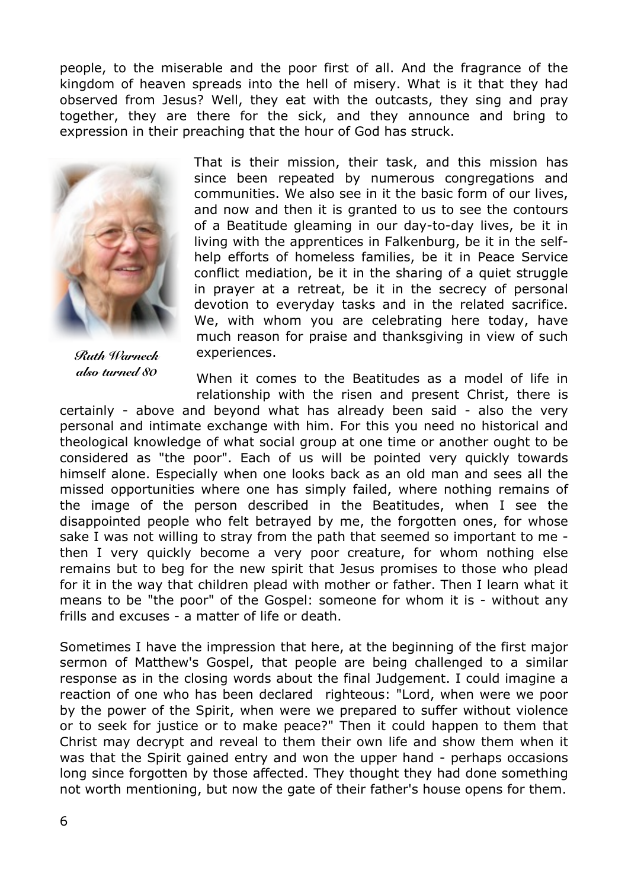people, to the miserable and the poor first of all. And the fragrance of the kingdom of heaven spreads into the hell of misery. What is it that they had observed from Jesus? Well, they eat with the outcasts, they sing and pray together, they are there for the sick, and they announce and bring to expression in their preaching that the hour of God has struck.

*Ruth Warneck also turned 80*

That is their mission, their task, and this mission has since been repeated by numerous congregations and communities. We also see in it the basic form of our lives, and now and then it is granted to us to see the contours of a Beatitude gleaming in our day-to-day lives, be it in living with the apprentices in Falkenburg, be it in the self-help efforts of homeless families, be it in Peace Service conflict mediation, be it in the sharing of a quiet struggle in prayer at a retreat, be it in the secrecy of personal devotion to everyday tasks and in the related sacrifice. We, with whom you are celebrating here today, have much reason for praise and thanksgiving in view of such experiences.

When it comes to the Beatitudes as a model of life in relationship with the risen and present Christ, there is certainly - above and beyond what has already been said - also the very personal and intimate exchange with him. For this you need no historical and theological knowledge of what social group at one time or another ought to be considered as "the poor". Each of us will be pointed very quickly towards himself alone. Especially when one looks back as an old man and sees all the missed opportunities where one has simply failed, where nothing remains of the image of the person described in the Beatitudes, when I see the disappointed people who felt betrayed by me, the forgotten ones, for whose sake I was not willing to stray from the path that seemed so important to me - then I very quickly become a very poor creature, for whom nothing else remains but to beg for the new spirit that Jesus promises to those who plead for it in the way that children plead with mother or father. Then I learn what it means to be "the poor" of the Gospel: someone for whom it is - without any frills and excuses - a matter of life or death.

Sometimes I have the impression that here, at the beginning of the first major sermon of Matthew's Gospel, that people are being challenged to a similar response as in the closing words about the final Judgement. I could imagine a reaction of one who has been declared righteous: "Lord, when were we poor by the power of the Spirit, when were we prepared to suffer without violence or to seek for justice or to make peace?" Then it could happen to them that Christ may decrypt and reveal to them their own life and show them when it was that the Spirit gained entry and won the upper hand - perhaps occasions long since forgotten by those affected. They thought they had done something not worth mentioning, but now the gate of their father's house opens for them.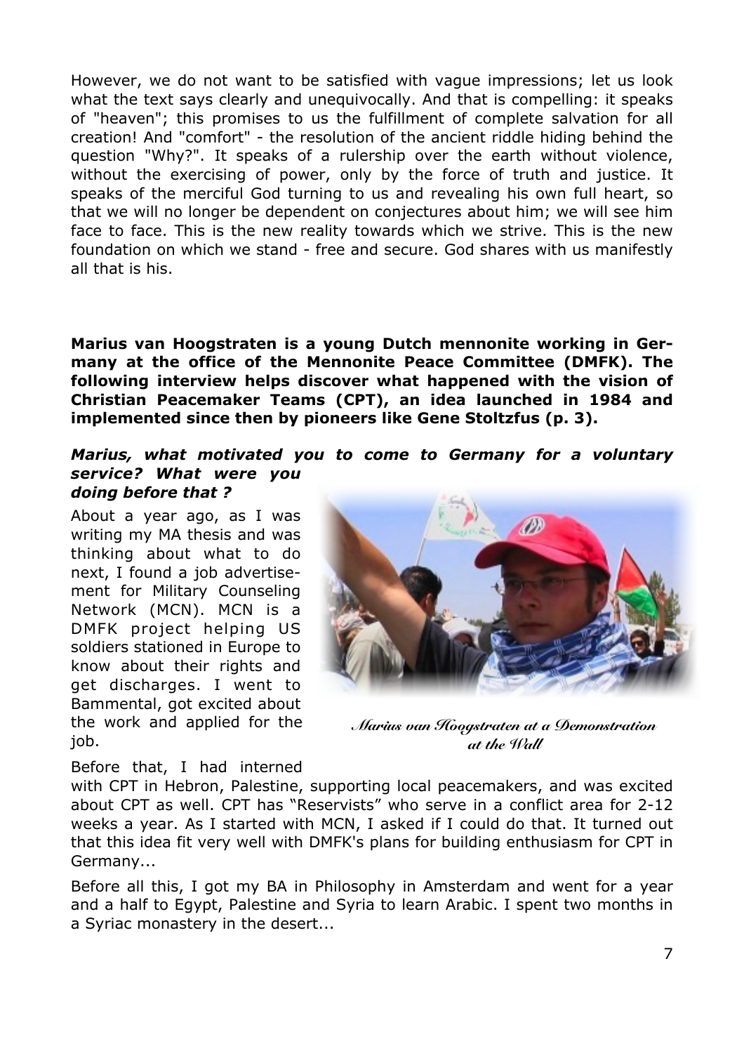However, we do not want to be satisfied with vague impressions; let us look what the text says clearly and unequivocally. And that is compelling: it speaks of "heaven"; this promises to us the fulfillment of complete salvation for all creation! And "comfort" - the resolution of the ancient riddle hiding behind the question "Why?". It speaks of a rulership over the earth without violence, without the exercising of power, only by the force of truth and justice. It speaks of the merciful God turning to us and revealing his own full heart, so that we will no longer be dependent on conjectures about him; we will see him face to face. This is the new reality towards which we strive. This is the new foundation on which we stand - free and secure. God shares with us manifestly all that is his.

**Marius van Hoogstraten is a young Dutch mennonite working in Germany at the office of the Mennonite Peace Committee (DMFK). The following interview helps discover what happened with the vision of Christian Peacemaker Teams (CPT), an idea launched in 1984 and implemented since then by pioneers like Gene Stoltzfus (p. 3).**

***Marius, what motivated you to come to Germany for a voluntary service? What were you doing before that ?***

About a year ago, as I was writing my MA thesis and was thinking about what to do next, I found a job advertisement for Military Counseling Network (MCN). MCN is a DMFK project helping US soldiers stationed in Europe to know about their rights and get discharges. I went to Bammental, got excited about the work and applied for the job.

*Marius van Hoogstraten at a Demonstration at the Wall*

Before that, I had interned with CPT in Hebron, Palestine, supporting local peacemakers, and was excited about CPT as well. CPT has "Reservists" who serve in a conflict area for 2-12 weeks a year. As I started with MCN, I asked if I could do that. It turned out that this idea fit very well with DMFK's plans for building enthusiasm for CPT in Germany...

Before all this, I got my BA in Philosophy in Amsterdam and went for a year and a half to Egypt, Palestine and Syria to learn Arabic. I spent two months in a Syriac monastery in the desert...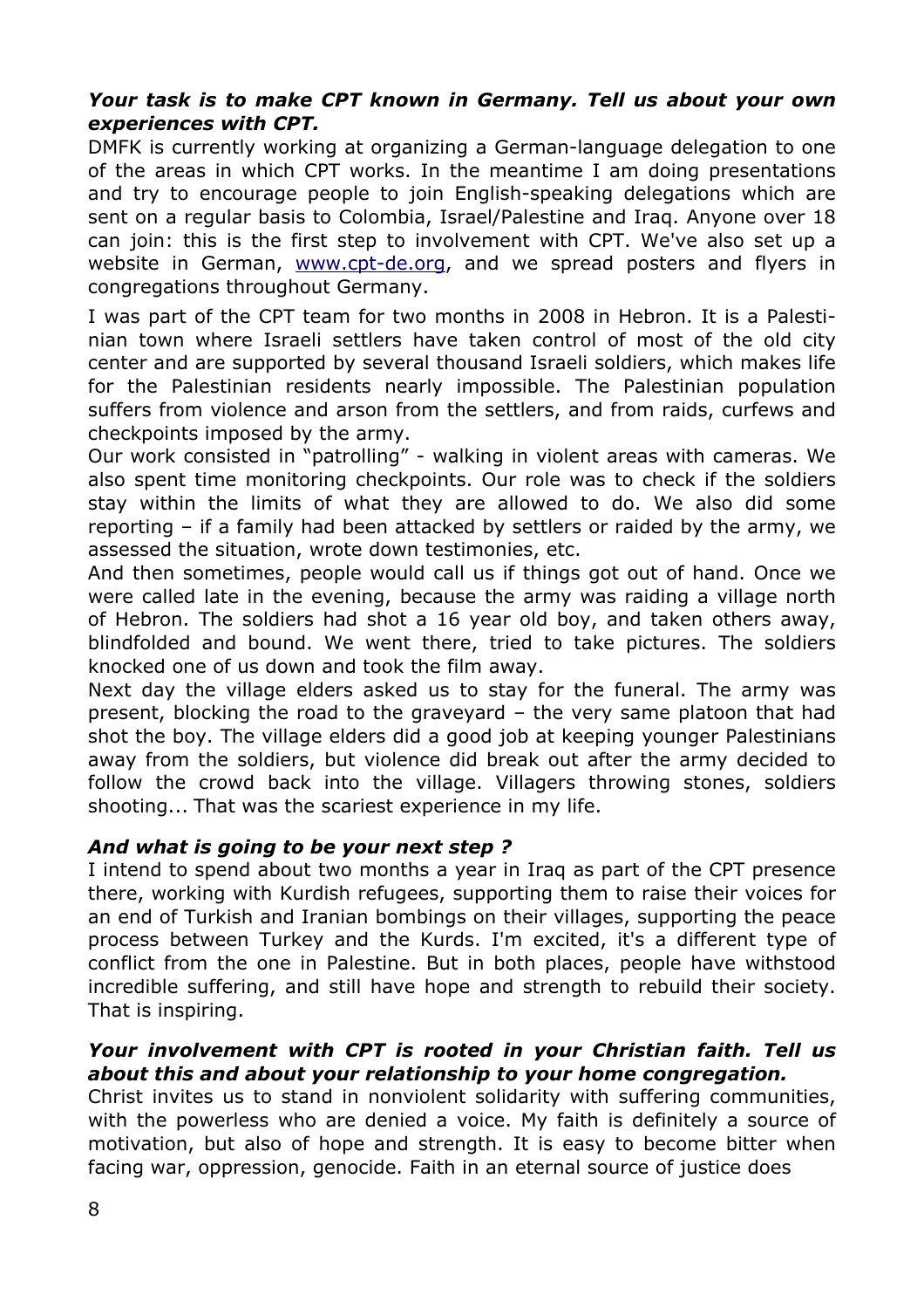***Your task is to make CPT known in Germany. Tell us about your own experiences with CPT.***

DMFK is currently working at organizing a German-language delegation to one of the areas in which CPT works. In the meantime I am doing presentations and try to encourage people to join English-speaking delegations which are sent on a regular basis to Colombia, Israel/Palestine and Iraq. Anyone over 18 can join: this is the first step to involvement with CPT. We've also set up a website in German, [www.cpt-de.org](http://www.cpt-de.org), and we spread posters and flyers in congregations throughout Germany.

I was part of the CPT team for two months in 2008 in Hebron. It is a Palestinian town where Israeli settlers have taken control of most of the old city center and are supported by several thousand Israeli soldiers, which makes life for the Palestinian residents nearly impossible. The Palestinian population suffers from violence and arson from the settlers, and from raids, curfews and checkpoints imposed by the army.

Our work consisted in "patrolling" - walking in violent areas with cameras. We also spent time monitoring checkpoints. Our role was to check if the soldiers stay within the limits of what they are allowed to do. We also did some reporting – if a family had been attacked by settlers or raided by the army, we assessed the situation, wrote down testimonies, etc.

And then sometimes, people would call us if things got out of hand. Once we were called late in the evening, because the army was raiding a village north of Hebron. The soldiers had shot a 16 year old boy, and taken others away, blindfolded and bound. We went there, tried to take pictures. The soldiers knocked one of us down and took the film away.

Next day the village elders asked us to stay for the funeral. The army was present, blocking the road to the graveyard – the very same platoon that had shot the boy. The village elders did a good job at keeping younger Palestinians away from the soldiers, but violence did break out after the army decided to follow the crowd back into the village. Villagers throwing stones, soldiers shooting... That was the scariest experience in my life.

***And what is going to be your next step ?***

I intend to spend about two months a year in Iraq as part of the CPT presence there, working with Kurdish refugees, supporting them to raise their voices for an end of Turkish and Iranian bombings on their villages, supporting the peace process between Turkey and the Kurds. I'm excited, it's a different type of conflict from the one in Palestine. But in both places, people have withstood incredible suffering, and still have hope and strength to rebuild their society. That is inspiring.

***Your involvement with CPT is rooted in your Christian faith. Tell us about this and about your relationship to your home congregation.***

Christ invites us to stand in nonviolent solidarity with suffering communities, with the powerless who are denied a voice. My faith is definitely a source of motivation, but also of hope and strength. It is easy to become bitter when facing war, oppression, genocide. Faith in an eternal source of justice does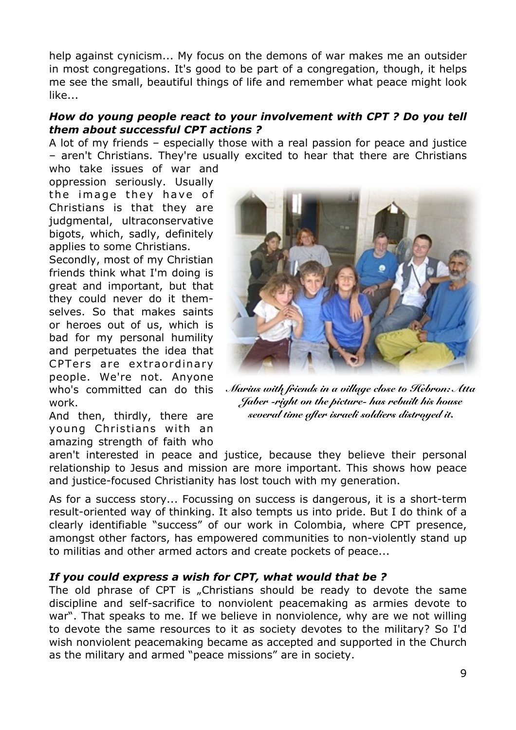help against cynicism... My focus on the demons of war makes me an outsider in most congregations. It's good to be part of a congregation, though, it helps me see the small, beautiful things of life and remember what peace might look like...

***How do young people react to your involvement with CPT ? Do you tell them about successful CPT actions ?***

A lot of my friends – especially those with a real passion for peace and justice – aren't Christians. They're usually excited to hear that there are Christians who take issues of war and oppression seriously. Usually the image they have of Christians is that they are judgmental, ultraconservative bigots, which, sadly, definitely applies to some Christians.

Secondly, most of my Christian friends think what I'm doing is great and important, but that they could never do it themselves. So that makes saints or heroes out of us, which is bad for my personal humility and perpetuates the idea that CPTers are extraordinary people. We're not. Anyone who's committed can do this work.

And then, thirdly, there are young Christians with an amazing strength of faith who aren't interested in peace and justice, because they believe their personal relationship to Jesus and mission are more important. This shows how peace and justice-focused Christianity has lost touch with my generation.

*Marius with friends in a village close to Hebron: Atta Jaber -right on the picture- has rebuilt his house several time after israeli soldiers distroyed it.*

As for a success story... Focussing on success is dangerous, it is a short-term result-oriented way of thinking. It also tempts us into pride. But I do think of a clearly identifiable "success" of our work in Colombia, where CPT presence, amongst other factors, has empowered communities to non-violently stand up to militias and other armed actors and create pockets of peace...

***If you could express a wish for CPT, what would that be ?***

The old phrase of CPT is „Christians should be ready to devote the same discipline and self-sacrifice to nonviolent peacemaking as armies devote to war". That speaks to me. If we believe in nonviolence, why are we not willing to devote the same resources to it as society devotes to the military? So I'd wish nonviolent peacemaking became as accepted and supported in the Church as the military and armed "peace missions" are in society.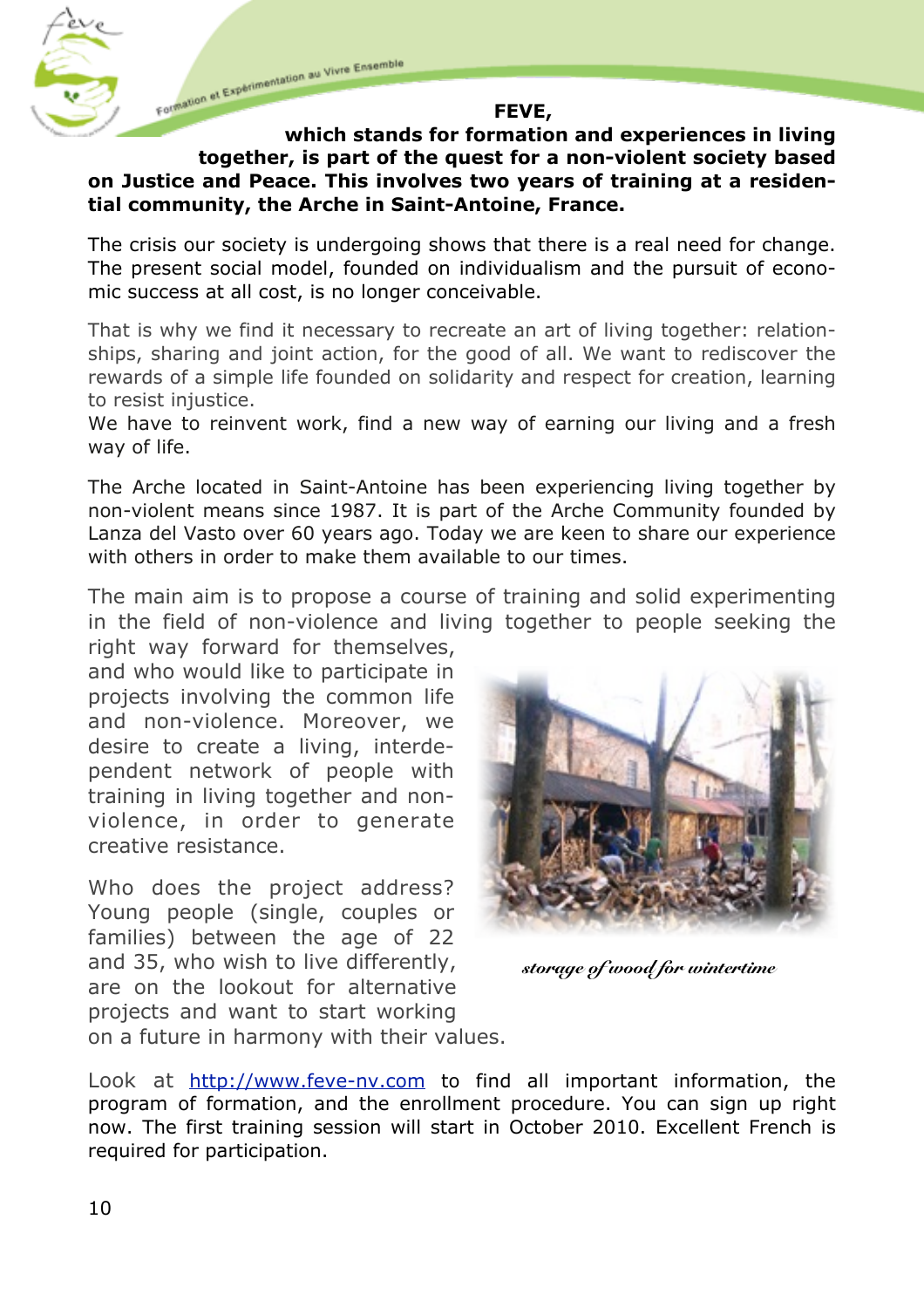**FEVE,**
**which stands for formation and experiences in living together, is part of the quest for a non-violent society based on Justice and Peace. This involves two years of training at a residential community, the Arche in Saint-Antoine, France.**

The crisis our society is undergoing shows that there is a real need for change. The present social model, founded on individualism and the pursuit of economic success at all cost, is no longer conceivable.

That is why we find it necessary to recreate an art of living together: relationships, sharing and joint action, for the good of all. We want to rediscover the rewards of a simple life founded on solidarity and respect for creation, learning to resist injustice.
We have to reinvent work, find a new way of earning our living and a fresh way of life.

The Arche located in Saint-Antoine has been experiencing living together by non-violent means since 1987. It is part of the Arche Community founded by Lanza del Vasto over 60 years ago. Today we are keen to share our experience with others in order to make them available to our times.

The main aim is to propose a course of training and solid experimenting in the field of non-violence and living together to people seeking the right way forward for themselves, and who would like to participate in projects involving the common life and non-violence. Moreover, we desire to create a living, interdependent network of people with training in living together and non-violence, in order to generate creative resistance.

*storage of wood for wintertime*

Who does the project address? Young people (single, couples or families) between the age of 22 and 35, who wish to live differently, are on the lookout for alternative projects and want to start working on a future in harmony with their values.

Look at http://www.feve-nv.com to find all important information, the program of formation, and the enrollment procedure. You can sign up right now. The first training session will start in October 2010. Excellent French is required for participation.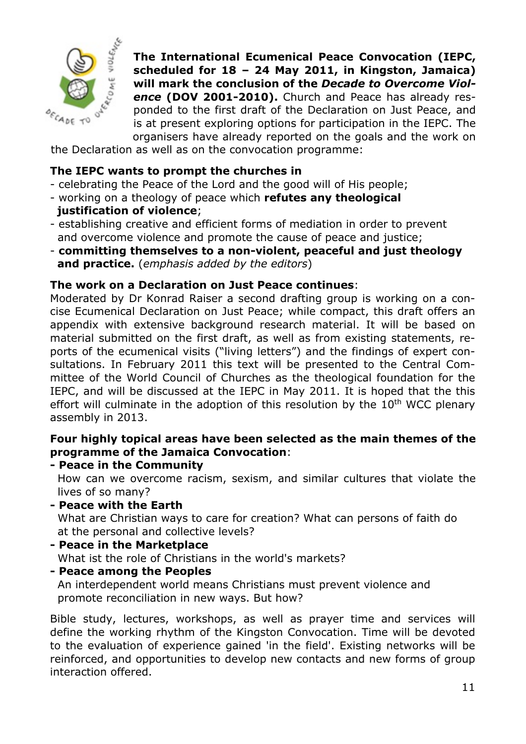**The International Ecumenical Peace Convocation (IEPC, scheduled for 18 – 24 May 2011, in Kingston, Jamaica) will mark the conclusion of the *Decade to Overcome Violence* (DOV 2001-2010).** Church and Peace has already responded to the first draft of the Declaration on Just Peace, and is at present exploring options for participation in the IEPC. The organisers have already reported on the goals and the work on the Declaration as well as on the convocation programme:

**The IEPC wants to prompt the churches in**

- celebrating the Peace of the Lord and the good will of His people;
- working on a theology of peace which **refutes any theological justification of violence**;
- establishing creative and efficient forms of mediation in order to prevent and overcome violence and promote the cause of peace and justice;
- **committing themselves to a non-violent, peaceful and just theology and practice.** (*emphasis added by the editors*)

**The work on a Declaration on Just Peace continues**:

Moderated by Dr Konrad Raiser a second drafting group is working on a concise Ecumenical Declaration on Just Peace; while compact, this draft offers an appendix with extensive background research material. It will be based on material submitted on the first draft, as well as from existing statements, reports of the ecumenical visits ("living letters") and the findings of expert consultations. In February 2011 this text will be presented to the Central Committee of the World Council of Churches as the theological foundation for the IEPC, and will be discussed at the IEPC in May 2011. It is hoped that the this effort will culminate in the adoption of this resolution by the 10th WCC plenary assembly in 2013.

**Four highly topical areas have been selected as the main themes of the programme of the Jamaica Convocation**:

**- Peace in the Community**
  How can we overcome racism, sexism, and similar cultures that violate the lives of so many?

**- Peace with the Earth**
  What are Christian ways to care for creation? What can persons of faith do at the personal and collective levels?

**- Peace in the Marketplace**
  What ist the role of Christians in the world's markets?

**- Peace among the Peoples**
  An interdependent world means Christians must prevent violence and promote reconciliation in new ways. But how?

Bible study, lectures, workshops, as well as prayer time and services will define the working rhythm of the Kingston Convocation. Time will be devoted to the evaluation of experience gained 'in the field'. Existing networks will be reinforced, and opportunities to develop new contacts and new forms of group interaction offered.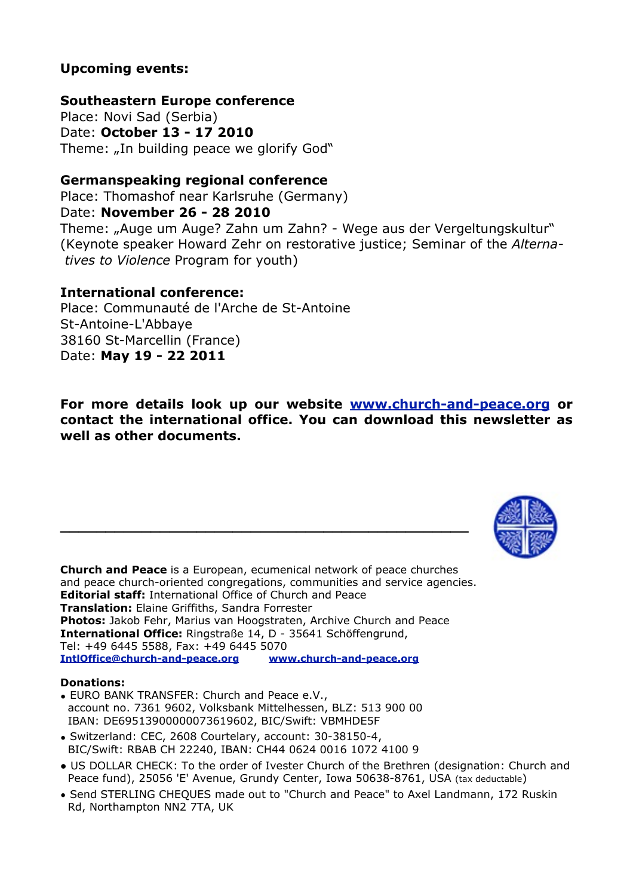**Upcoming events:**

**Southeastern Europe conference**
Place: Novi Sad (Serbia)
Date: **October 13 - 17 2010**
Theme: „In building peace we glorify God"

**Germanspeaking regional conference**
Place: Thomashof near Karlsruhe (Germany)
Date: **November 26 - 28 2010**
Theme: „Auge um Auge? Zahn um Zahn? - Wege aus der Vergeltungskultur"
(Keynote speaker Howard Zehr on restorative justice; Seminar of the *Alternatives to Violence* Program for youth)

**International conference:**
Place: Communauté de l'Arche de St-Antoine
St-Antoine-L'Abbaye
38160 St-Marcellin (France)
Date: **May 19 - 22 2011**

**For more details look up our website www.church-and-peace.org or contact the international office. You can download this newsletter as well as other documents.**

---

**Church and Peace** is a European, ecumenical network of peace churches and peace church-oriented congregations, communities and service agencies.
**Editorial staff:** International Office of Church and Peace
**Translation:** Elaine Griffiths, Sandra Forrester
**Photos:** Jakob Fehr, Marius van Hoogstraten, Archive Church and Peace
**International Office:** Ringstraße 14, D - 35641 Schöffengrund,
Tel: +49 6445 5588, Fax: +49 6445 5070
IntlOffice@church-and-peace.org www.church-and-peace.org

**Donations:**

- EURO BANK TRANSFER: Church and Peace e.V., account no. 7361 9602, Volksbank Mittelhessen, BLZ: 513 900 00 IBAN: DE69513900000073619602, BIC/Swift: VBMHDE5F
- Switzerland: CEC, 2608 Courtelary, account: 30-38150-4, BIC/Swift: RBAB CH 22240, IBAN: CH44 0624 0016 1072 4100 9
- US DOLLAR CHECK: To the order of Ivester Church of the Brethren (designation: Church and Peace fund), 25056 'E' Avenue, Grundy Center, Iowa 50638-8761, USA (tax deductable)
- Send STERLING CHEQUES made out to "Church and Peace" to Axel Landmann, 172 Ruskin Rd, Northampton NN2 7TA, UK